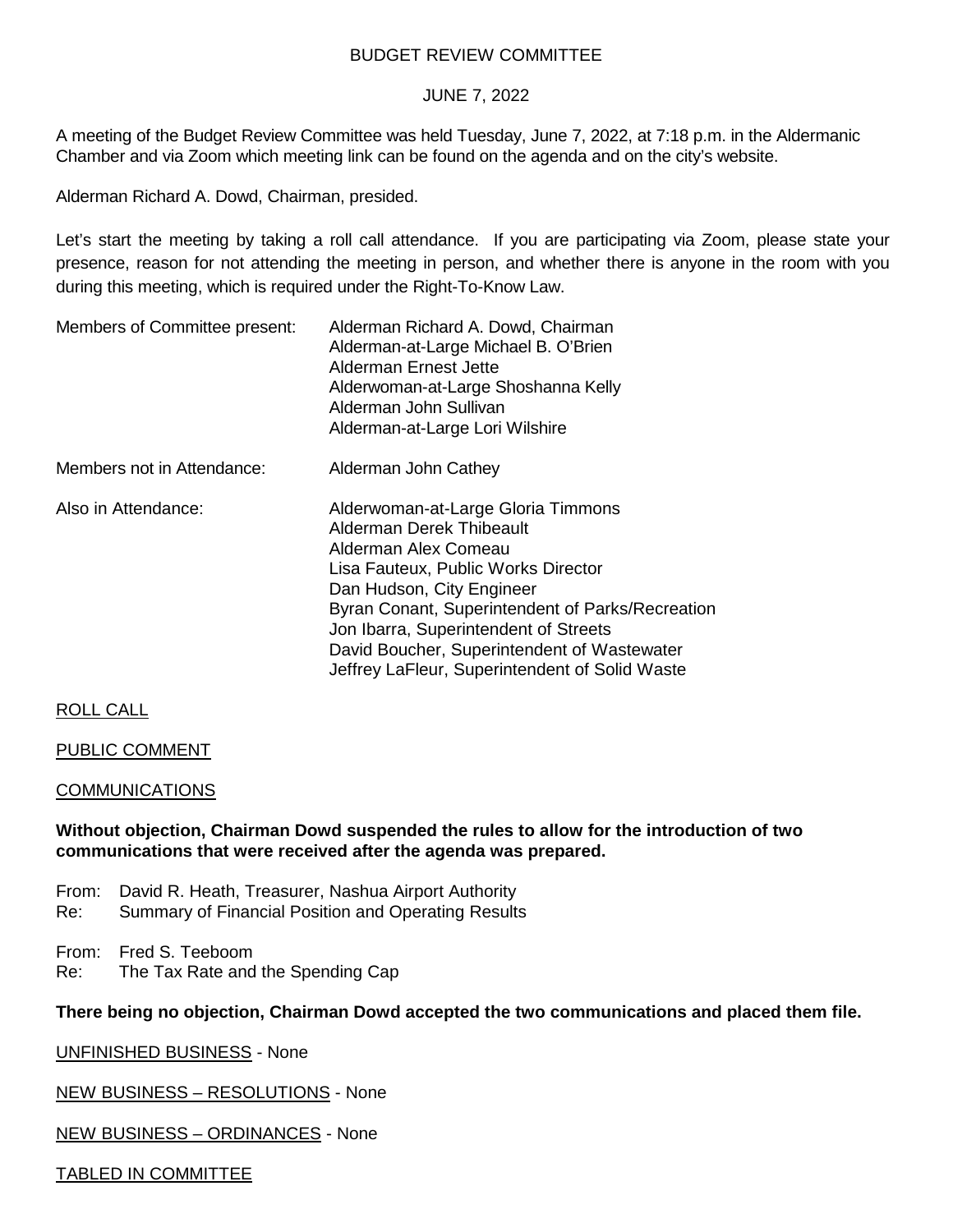# BUDGET REVIEW COMMITTEE

## JUNE 7, 2022

A meeting of the Budget Review Committee was held Tuesday, June 7, 2022, at 7:18 p.m. in the Aldermanic Chamber and via Zoom which meeting link can be found on the agenda and on the city's website.

Alderman Richard A. Dowd, Chairman, presided.

Let's start the meeting by taking a roll call attendance. If you are participating via Zoom, please state your presence, reason for not attending the meeting in person, and whether there is anyone in the room with you during this meeting, which is required under the Right-To-Know Law.

| | |
|---|---|
| Members of Committee present: | Alderman Richard A. Dowd, Chairman<br>Alderman-at-Large Michael B. O'Brien<br>Alderman Ernest Jette<br>Alderwoman-at-Large Shoshanna Kelly<br>Alderman John Sullivan<br>Alderman-at-Large Lori Wilshire |
| Members not in Attendance: | Alderman John Cathey |
| Also in Attendance: | Alderwoman-at-Large Gloria Timmons<br>Alderman Derek Thibeault<br>Alderman Alex Comeau<br>Lisa Fauteux, Public Works Director<br>Dan Hudson, City Engineer<br>Byran Conant, Superintendent of Parks/Recreation<br>Jon Ibarra, Superintendent of Streets<br>David Boucher, Superintendent of Wastewater<br>Jeffrey LaFleur, Superintendent of Solid Waste |

<u>ROLL CALL</u>

<u>PUBLIC COMMENT</u>

<u>COMMUNICATIONS</u>

**Without objection, Chairman Dowd suspended the rules to allow for the introduction of two communications that were received after the agenda was prepared.**

From: David R. Heath, Treasurer, Nashua Airport Authority
Re: Summary of Financial Position and Operating Results

From: Fred S. Teeboom
Re: The Tax Rate and the Spending Cap

**There being no objection, Chairman Dowd accepted the two communications and placed them file.**

<u>UNFINISHED BUSINESS</u> - None

<u>NEW BUSINESS – RESOLUTIONS</u> - None

<u>NEW BUSINESS – ORDINANCES</u> - None

<u>TABLED IN COMMITTEE</u>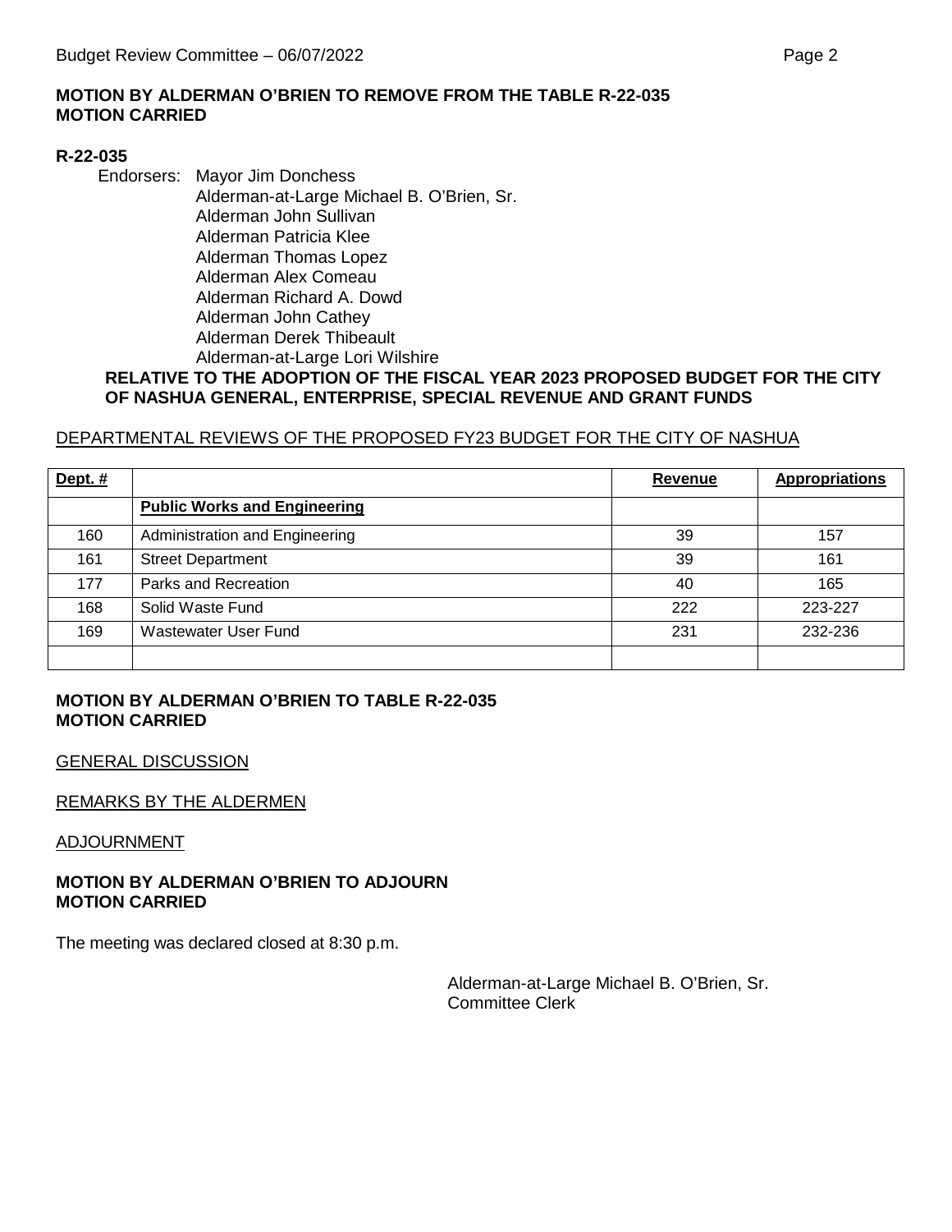**MOTION BY ALDERMAN O'BRIEN TO REMOVE FROM THE TABLE R-22-035**
**MOTION CARRIED**

**R-22-035**

Endorsers: Mayor Jim Donchess
Alderman-at-Large Michael B. O'Brien, Sr.
Alderman John Sullivan
Alderman Patricia Klee
Alderman Thomas Lopez
Alderman Alex Comeau
Alderman Richard A. Dowd
Alderman John Cathey
Alderman Derek Thibeault
Alderman-at-Large Lori Wilshire

**RELATIVE TO THE ADOPTION OF THE FISCAL YEAR 2023 PROPOSED BUDGET FOR THE CITY OF NASHUA GENERAL, ENTERPRISE, SPECIAL REVENUE AND GRANT FUNDS**

DEPARTMENTAL REVIEWS OF THE PROPOSED FY23 BUDGET FOR THE CITY OF NASHUA

| Dept. # | | Revenue | Appropriations |
|---|---|---|---|
| | **Public Works and Engineering** | | |
| 160 | Administration and Engineering | 39 | 157 |
| 161 | Street Department | 39 | 161 |
| 177 | Parks and Recreation | 40 | 165 |
| 168 | Solid Waste Fund | 222 | 223-227 |
| 169 | Wastewater User Fund | 231 | 232-236 |
| | | | |

**MOTION BY ALDERMAN O'BRIEN TO TABLE R-22-035**
**MOTION CARRIED**

GENERAL DISCUSSION

REMARKS BY THE ALDERMEN

ADJOURNMENT

**MOTION BY ALDERMAN O'BRIEN TO ADJOURN**
**MOTION CARRIED**

The meeting was declared closed at 8:30 p.m.

Alderman-at-Large Michael B. O'Brien, Sr.
Committee Clerk